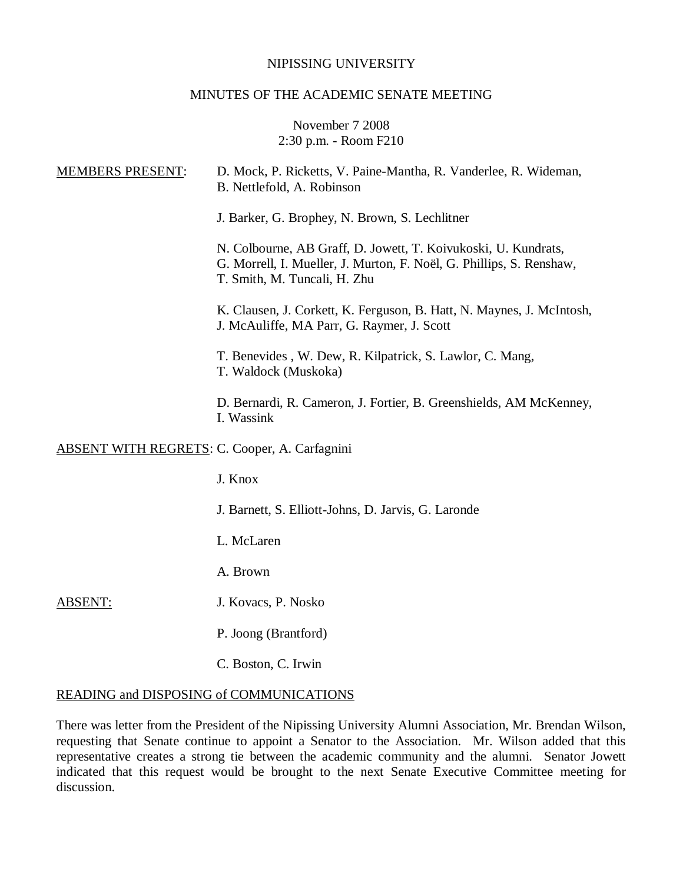NIPISSING UNIVERSITY

MINUTES OF THE ACADEMIC SENATE MEETING

November 7 2008
2:30 p.m. - Room F210

MEMBERS PRESENT: D. Mock, P. Ricketts, V. Paine-Mantha, R. Vanderlee, R. Wideman, B. Nettlefold, A. Robinson

J. Barker, G. Brophey, N. Brown, S. Lechlitner

N. Colbourne, AB Graff, D. Jowett, T. Koivukoski, U. Kundrats, G. Morrell, I. Mueller, J. Murton, F. Noël, G. Phillips, S. Renshaw, T. Smith, M. Tuncali, H. Zhu

K. Clausen, J. Corkett, K. Ferguson, B. Hatt, N. Maynes, J. McIntosh, J. McAuliffe, MA Parr, G. Raymer, J. Scott

T. Benevides , W. Dew, R. Kilpatrick, S. Lawlor, C. Mang, T. Waldock (Muskoka)

D. Bernardi, R. Cameron, J. Fortier, B. Greenshields, AM McKenney, I. Wassink

ABSENT WITH REGRETS: C. Cooper, A. Carfagnini

J. Knox

J. Barnett, S. Elliott-Johns, D. Jarvis, G. Laronde

L. McLaren

A. Brown

ABSENT: J. Kovacs, P. Nosko

P. Joong (Brantford)

C. Boston, C. Irwin

READING and DISPOSING of COMMUNICATIONS

There was letter from the President of the Nipissing University Alumni Association, Mr. Brendan Wilson, requesting that Senate continue to appoint a Senator to the Association. Mr. Wilson added that this representative creates a strong tie between the academic community and the alumni. Senator Jowett indicated that this request would be brought to the next Senate Executive Committee meeting for discussion.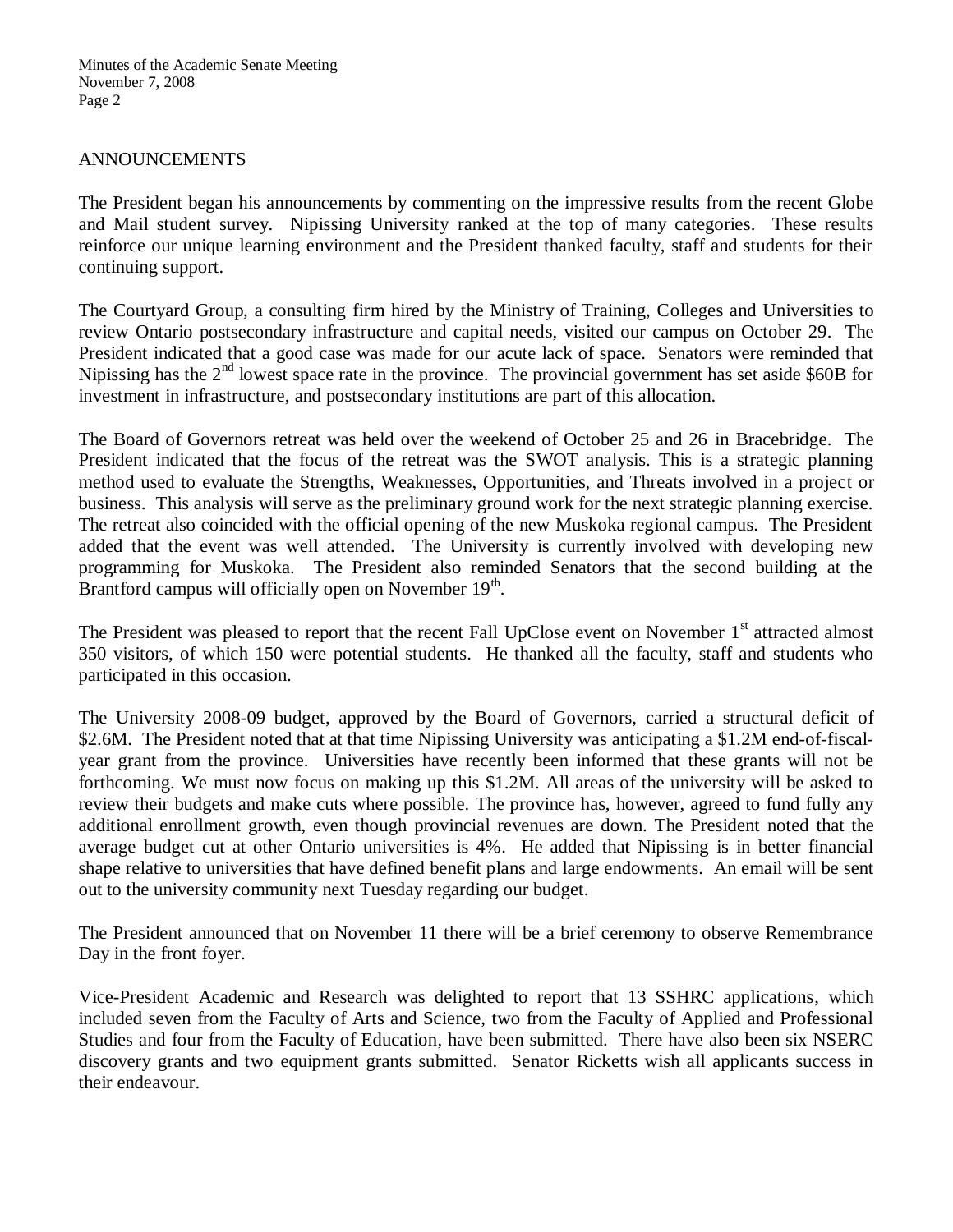## ANNOUNCEMENTS

The President began his announcements by commenting on the impressive results from the recent Globe and Mail student survey. Nipissing University ranked at the top of many categories. These results reinforce our unique learning environment and the President thanked faculty, staff and students for their continuing support.

The Courtyard Group, a consulting firm hired by the Ministry of Training, Colleges and Universities to review Ontario postsecondary infrastructure and capital needs, visited our campus on October 29. The President indicated that a good case was made for our acute lack of space. Senators were reminded that Nipissing has the 2nd lowest space rate in the province. The provincial government has set aside $60B for investment in infrastructure, and postsecondary institutions are part of this allocation.

The Board of Governors retreat was held over the weekend of October 25 and 26 in Bracebridge. The President indicated that the focus of the retreat was the SWOT analysis. This is a strategic planning method used to evaluate the Strengths, Weaknesses, Opportunities, and Threats involved in a project or business. This analysis will serve as the preliminary ground work for the next strategic planning exercise. The retreat also coincided with the official opening of the new Muskoka regional campus. The President added that the event was well attended. The University is currently involved with developing new programming for Muskoka. The President also reminded Senators that the second building at the Brantford campus will officially open on November 19th.

The President was pleased to report that the recent Fall UpClose event on November 1st attracted almost 350 visitors, of which 150 were potential students. He thanked all the faculty, staff and students who participated in this occasion.

The University 2008-09 budget, approved by the Board of Governors, carried a structural deficit of $2.6M. The President noted that at that time Nipissing University was anticipating a $1.2M end-of-fiscal-year grant from the province. Universities have recently been informed that these grants will not be forthcoming. We must now focus on making up this $1.2M. All areas of the university will be asked to review their budgets and make cuts where possible. The province has, however, agreed to fund fully any additional enrollment growth, even though provincial revenues are down. The President noted that the average budget cut at other Ontario universities is 4%. He added that Nipissing is in better financial shape relative to universities that have defined benefit plans and large endowments. An email will be sent out to the university community next Tuesday regarding our budget.

The President announced that on November 11 there will be a brief ceremony to observe Remembrance Day in the front foyer.

Vice-President Academic and Research was delighted to report that 13 SSHRC applications, which included seven from the Faculty of Arts and Science, two from the Faculty of Applied and Professional Studies and four from the Faculty of Education, have been submitted. There have also been six NSERC discovery grants and two equipment grants submitted. Senator Ricketts wish all applicants success in their endeavour.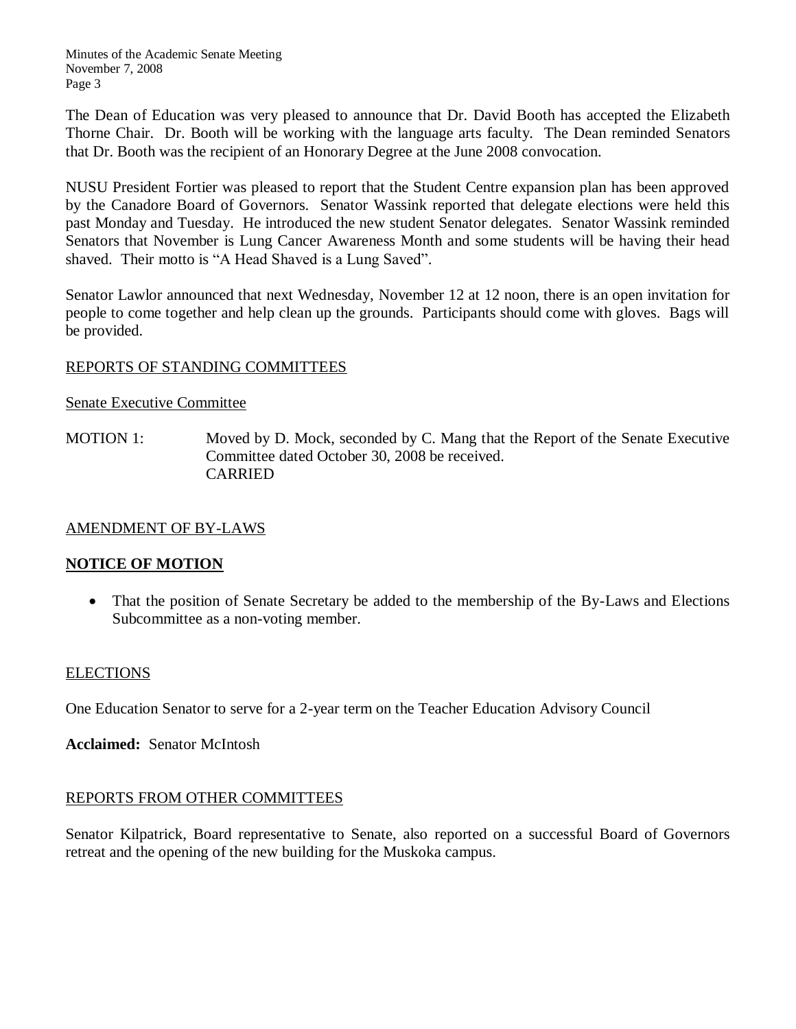The Dean of Education was very pleased to announce that Dr. David Booth has accepted the Elizabeth Thorne Chair. Dr. Booth will be working with the language arts faculty. The Dean reminded Senators that Dr. Booth was the recipient of an Honorary Degree at the June 2008 convocation.

NUSU President Fortier was pleased to report that the Student Centre expansion plan has been approved by the Canadore Board of Governors. Senator Wassink reported that delegate elections were held this past Monday and Tuesday. He introduced the new student Senator delegates. Senator Wassink reminded Senators that November is Lung Cancer Awareness Month and some students will be having their head shaved. Their motto is "A Head Shaved is a Lung Saved".

Senator Lawlor announced that next Wednesday, November 12 at 12 noon, there is an open invitation for people to come together and help clean up the grounds. Participants should come with gloves. Bags will be provided.

## REPORTS OF STANDING COMMITTEES

### Senate Executive Committee

MOTION 1: Moved by D. Mock, seconded by C. Mang that the Report of the Senate Executive Committee dated October 30, 2008 be received.
CARRIED

## AMENDMENT OF BY-LAWS

### **NOTICE OF MOTION**

- That the position of Senate Secretary be added to the membership of the By-Laws and Elections Subcommittee as a non-voting member.

## ELECTIONS

One Education Senator to serve for a 2-year term on the Teacher Education Advisory Council

**Acclaimed:** Senator McIntosh

## REPORTS FROM OTHER COMMITTEES

Senator Kilpatrick, Board representative to Senate, also reported on a successful Board of Governors retreat and the opening of the new building for the Muskoka campus.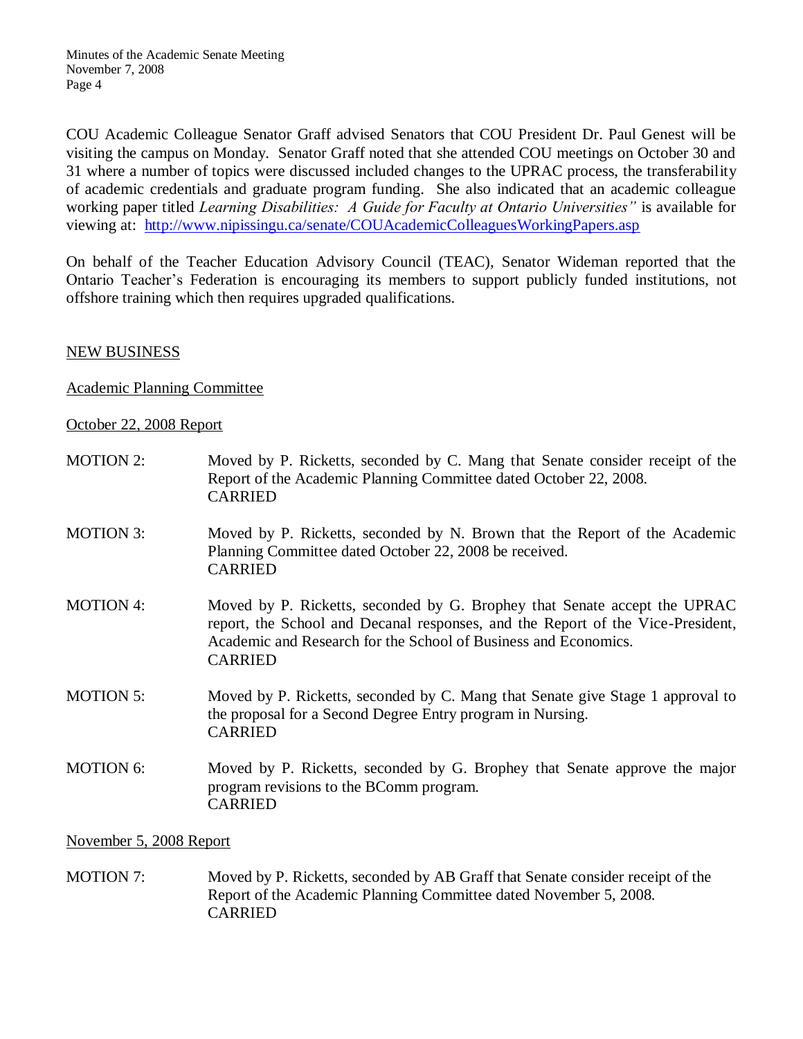COU Academic Colleague Senator Graff advised Senators that COU President Dr. Paul Genest will be visiting the campus on Monday. Senator Graff noted that she attended COU meetings on October 30 and 31 where a number of topics were discussed included changes to the UPRAC process, the transferability of academic credentials and graduate program funding. She also indicated that an academic colleague working paper titled *Learning Disabilities: A Guide for Faculty at Ontario Universities"* is available for viewing at: http://www.nipissingu.ca/senate/COUAcademicColleaguesWorkingPapers.asp

On behalf of the Teacher Education Advisory Council (TEAC), Senator Wideman reported that the Ontario Teacher's Federation is encouraging its members to support publicly funded institutions, not offshore training which then requires upgraded qualifications.

## NEW BUSINESS

### Academic Planning Committee

#### October 22, 2008 Report

MOTION 2: Moved by P. Ricketts, seconded by C. Mang that Senate consider receipt of the Report of the Academic Planning Committee dated October 22, 2008.
CARRIED

MOTION 3: Moved by P. Ricketts, seconded by N. Brown that the Report of the Academic Planning Committee dated October 22, 2008 be received.
CARRIED

MOTION 4: Moved by P. Ricketts, seconded by G. Brophey that Senate accept the UPRAC report, the School and Decanal responses, and the Report of the Vice-President, Academic and Research for the School of Business and Economics.
CARRIED

MOTION 5: Moved by P. Ricketts, seconded by C. Mang that Senate give Stage 1 approval to the proposal for a Second Degree Entry program in Nursing.
CARRIED

MOTION 6: Moved by P. Ricketts, seconded by G. Brophey that Senate approve the major program revisions to the BComm program.
CARRIED

#### November 5, 2008 Report

MOTION 7: Moved by P. Ricketts, seconded by AB Graff that Senate consider receipt of the Report of the Academic Planning Committee dated November 5, 2008.
CARRIED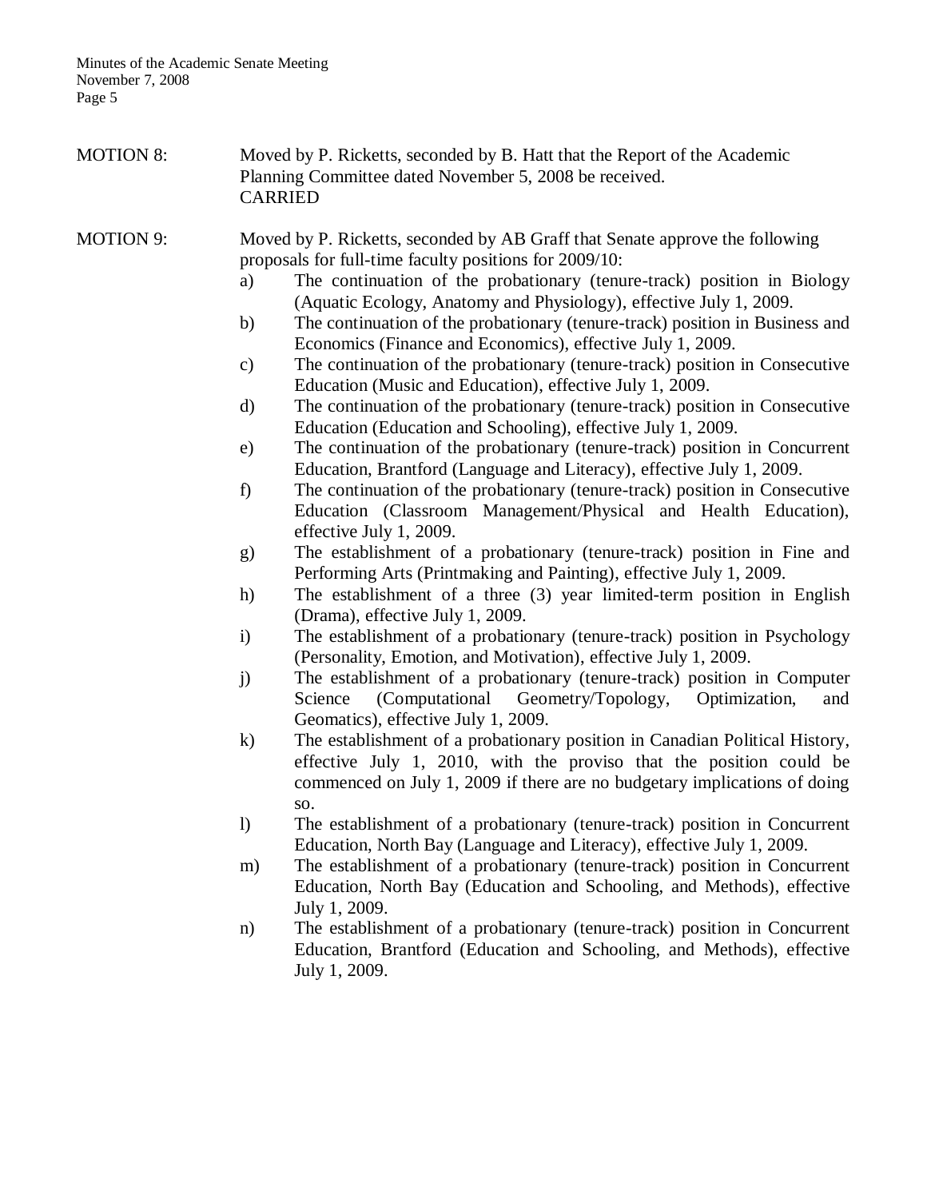MOTION 8: Moved by P. Ricketts, seconded by B. Hatt that the Report of the Academic Planning Committee dated November 5, 2008 be received.
CARRIED

MOTION 9: Moved by P. Ricketts, seconded by AB Graff that Senate approve the following proposals for full-time faculty positions for 2009/10:

a) The continuation of the probationary (tenure-track) position in Biology (Aquatic Ecology, Anatomy and Physiology), effective July 1, 2009.
b) The continuation of the probationary (tenure-track) position in Business and Economics (Finance and Economics), effective July 1, 2009.
c) The continuation of the probationary (tenure-track) position in Consecutive Education (Music and Education), effective July 1, 2009.
d) The continuation of the probationary (tenure-track) position in Consecutive Education (Education and Schooling), effective July 1, 2009.
e) The continuation of the probationary (tenure-track) position in Concurrent Education, Brantford (Language and Literacy), effective July 1, 2009.
f) The continuation of the probationary (tenure-track) position in Consecutive Education (Classroom Management/Physical and Health Education), effective July 1, 2009.
g) The establishment of a probationary (tenure-track) position in Fine and Performing Arts (Printmaking and Painting), effective July 1, 2009.
h) The establishment of a three (3) year limited-term position in English (Drama), effective July 1, 2009.
i) The establishment of a probationary (tenure-track) position in Psychology (Personality, Emotion, and Motivation), effective July 1, 2009.
j) The establishment of a probationary (tenure-track) position in Computer Science (Computational Geometry/Topology, Optimization, and Geomatics), effective July 1, 2009.
k) The establishment of a probationary position in Canadian Political History, effective July 1, 2010, with the proviso that the position could be commenced on July 1, 2009 if there are no budgetary implications of doing so.
l) The establishment of a probationary (tenure-track) position in Concurrent Education, North Bay (Language and Literacy), effective July 1, 2009.
m) The establishment of a probationary (tenure-track) position in Concurrent Education, North Bay (Education and Schooling, and Methods), effective July 1, 2009.
n) The establishment of a probationary (tenure-track) position in Concurrent Education, Brantford (Education and Schooling, and Methods), effective July 1, 2009.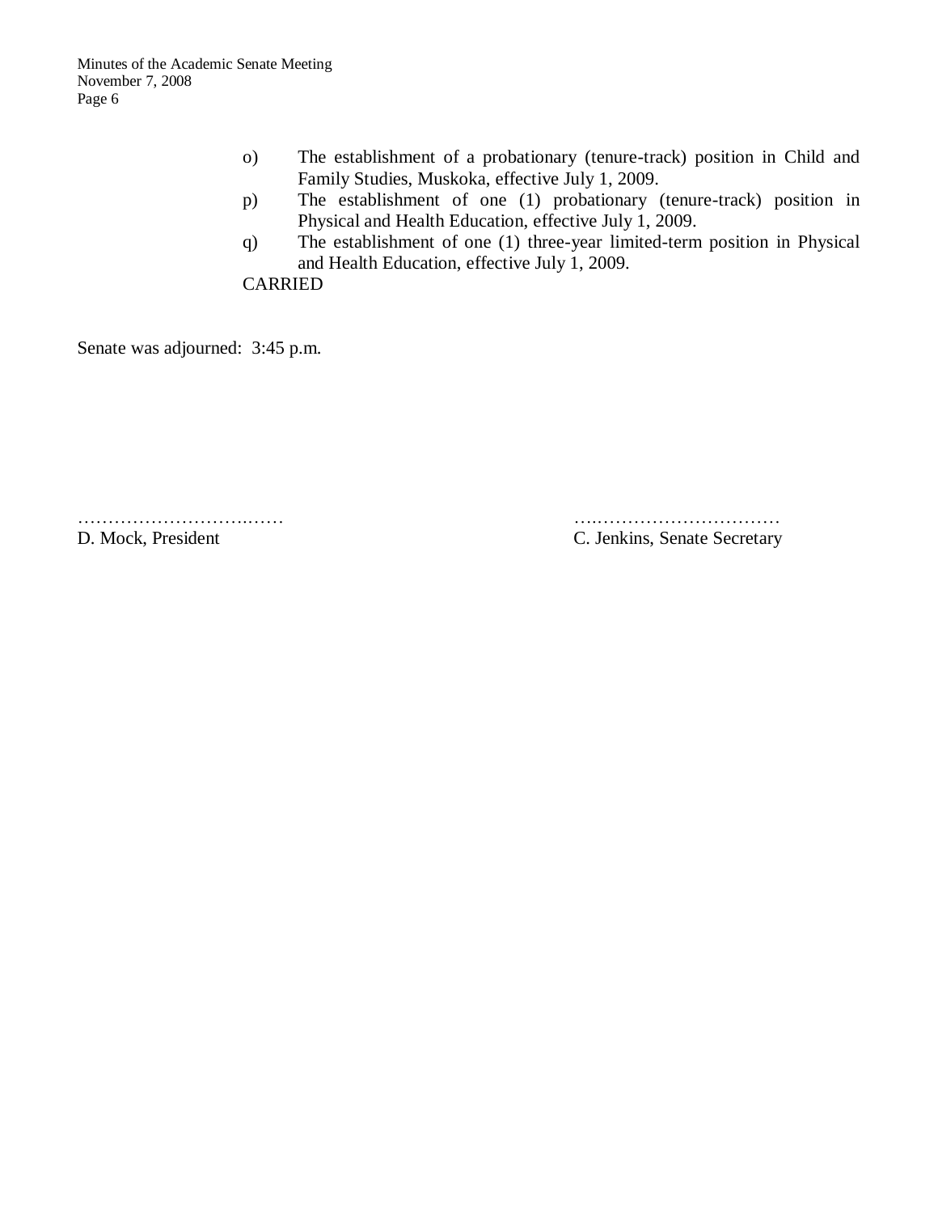o) The establishment of a probationary (tenure-track) position in Child and Family Studies, Muskoka, effective July 1, 2009.

p) The establishment of one (1) probationary (tenure-track) position in Physical and Health Education, effective July 1, 2009.

q) The establishment of one (1) three-year limited-term position in Physical and Health Education, effective July 1, 2009.

CARRIED

Senate was adjourned: 3:45 p.m.

……………………….……
D. Mock, President

…..…………………………
C. Jenkins, Senate Secretary